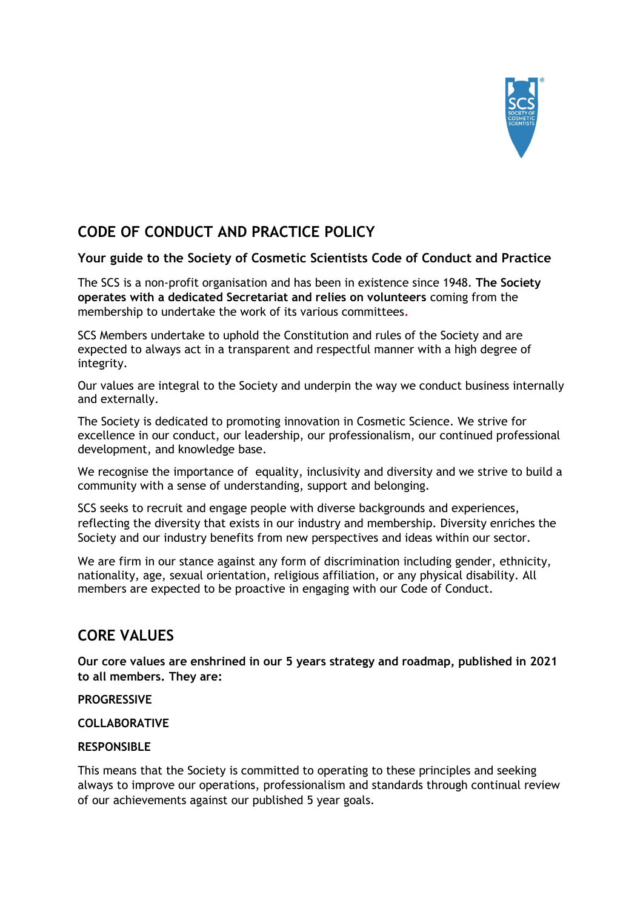# CODE OF CONDUCT AND PRACTICE POLICY

### Your guide to the Society of Cosmetic Scientists Code of Conduct and Practice

The SCS is a non-profit organisation and has been in existence since 1948. **The Society operates with a dedicated Secretariat and relies on volunteers** coming from the membership to undertake the work of its various committees.

SCS Members undertake to uphold the Constitution and rules of the Society and are expected to always act in a transparent and respectful manner with a high degree of integrity.

Our values are integral to the Society and underpin the way we conduct business internally and externally.

The Society is dedicated to promoting innovation in Cosmetic Science. We strive for excellence in our conduct, our leadership, our professionalism, our continued professional development, and knowledge base.

We recognise the importance of equality, inclusivity and diversity and we strive to build a community with a sense of understanding, support and belonging.

SCS seeks to recruit and engage people with diverse backgrounds and experiences, reflecting the diversity that exists in our industry and membership. Diversity enriches the Society and our industry benefits from new perspectives and ideas within our sector.

We are firm in our stance against any form of discrimination including gender, ethnicity, nationality, age, sexual orientation, religious affiliation, or any physical disability. All members are expected to be proactive in engaging with our Code of Conduct.

## CORE VALUES

**Our core values are enshrined in our 5 years strategy and roadmap, published in 2021 to all members. They are:**

**PROGRESSIVE**

**COLLABORATIVE**

**RESPONSIBLE**

This means that the Society is committed to operating to these principles and seeking always to improve our operations, professionalism and standards through continual review of our achievements against our published 5 year goals.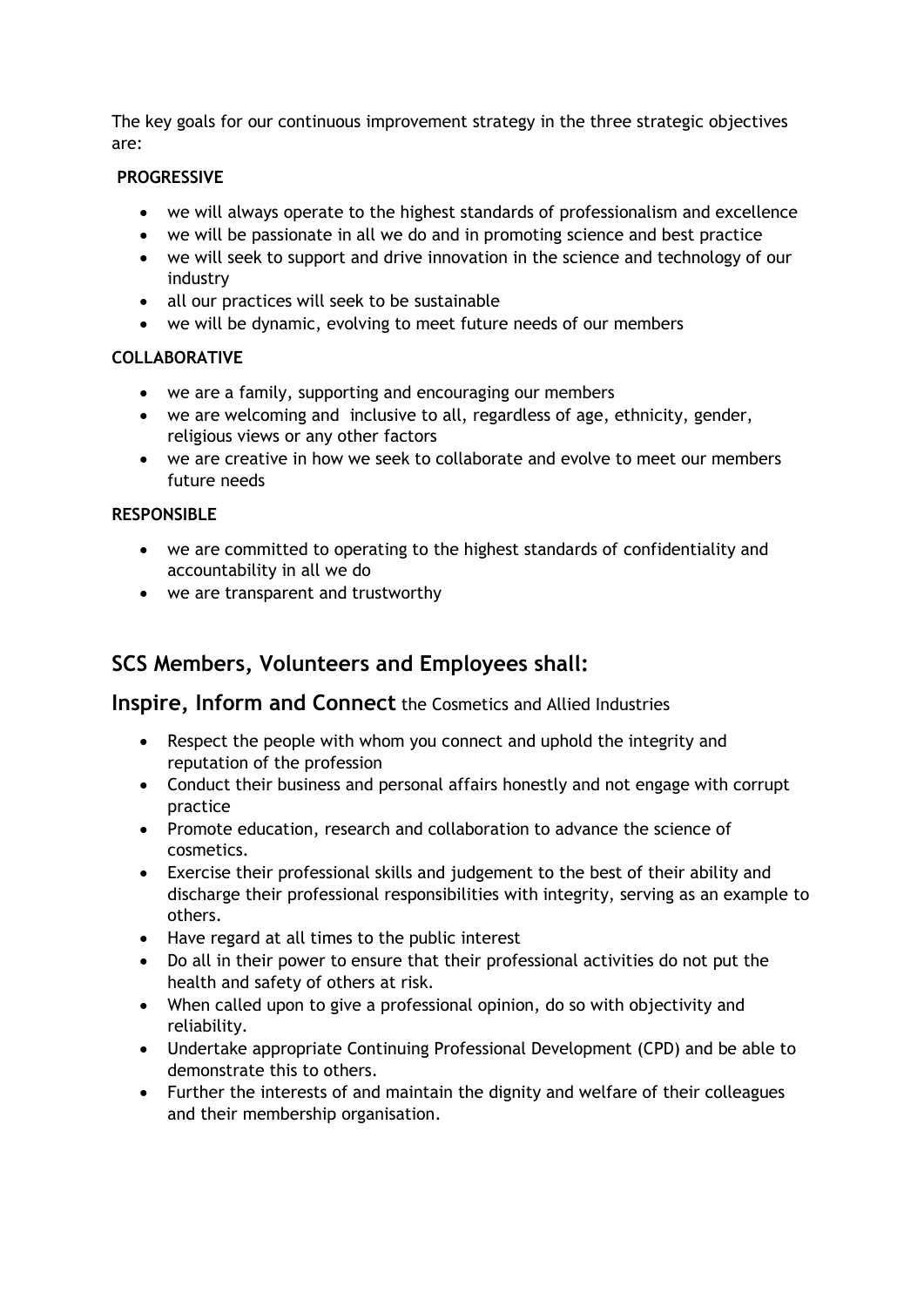The key goals for our continuous improvement strategy in the three strategic objectives are:

**PROGRESSIVE**

- we will always operate to the highest standards of professionalism and excellence
- we will be passionate in all we do and in promoting science and best practice
- we will seek to support and drive innovation in the science and technology of our industry
- all our practices will seek to be sustainable
- we will be dynamic, evolving to meet future needs of our members

**COLLABORATIVE**

- we are a family, supporting and encouraging our members
- we are welcoming and inclusive to all, regardless of age, ethnicity, gender, religious views or any other factors
- we are creative in how we seek to collaborate and evolve to meet our members future needs

**RESPONSIBLE**

- we are committed to operating to the highest standards of confidentiality and accountability in all we do
- we are transparent and trustworthy

## SCS Members, Volunteers and Employees shall:

### Inspire, Inform and Connect the Cosmetics and Allied Industries

- Respect the people with whom you connect and uphold the integrity and reputation of the profession
- Conduct their business and personal affairs honestly and not engage with corrupt practice
- Promote education, research and collaboration to advance the science of cosmetics.
- Exercise their professional skills and judgement to the best of their ability and discharge their professional responsibilities with integrity, serving as an example to others.
- Have regard at all times to the public interest
- Do all in their power to ensure that their professional activities do not put the health and safety of others at risk.
- When called upon to give a professional opinion, do so with objectivity and reliability.
- Undertake appropriate Continuing Professional Development (CPD) and be able to demonstrate this to others.
- Further the interests of and maintain the dignity and welfare of their colleagues and their membership organisation.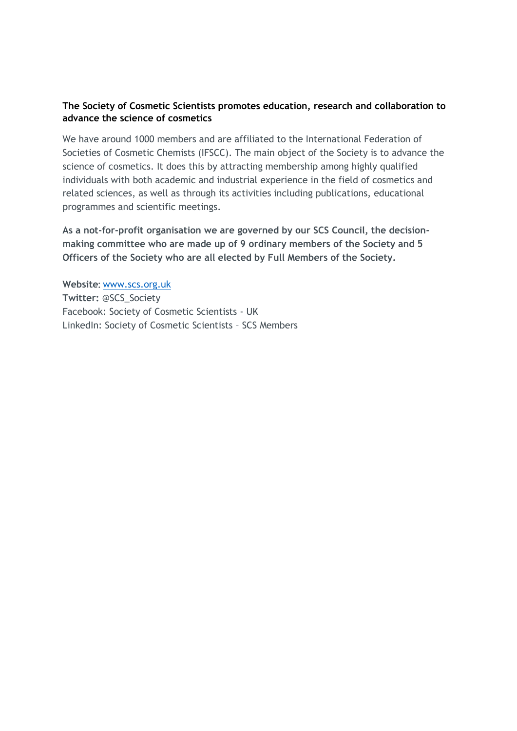**The Society of Cosmetic Scientists promotes education, research and collaboration to advance the science of cosmetics**

We have around 1000 members and are affiliated to the International Federation of Societies of Cosmetic Chemists (IFSCC). The main object of the Society is to advance the science of cosmetics. It does this by attracting membership among highly qualified individuals with both academic and industrial experience in the field of cosmetics and related sciences, as well as through its activities including publications, educational programmes and scientific meetings.

**As a not-for-profit organisation we are governed by our SCS Council, the decision-making committee who are made up of 9 ordinary members of the Society and 5 Officers of the Society who are all elected by Full Members of the Society.**

**Website**: www.scs.org.uk
**Twitter:** @SCS_Society
Facebook: Society of Cosmetic Scientists - UK
LinkedIn: Society of Cosmetic Scientists – SCS Members